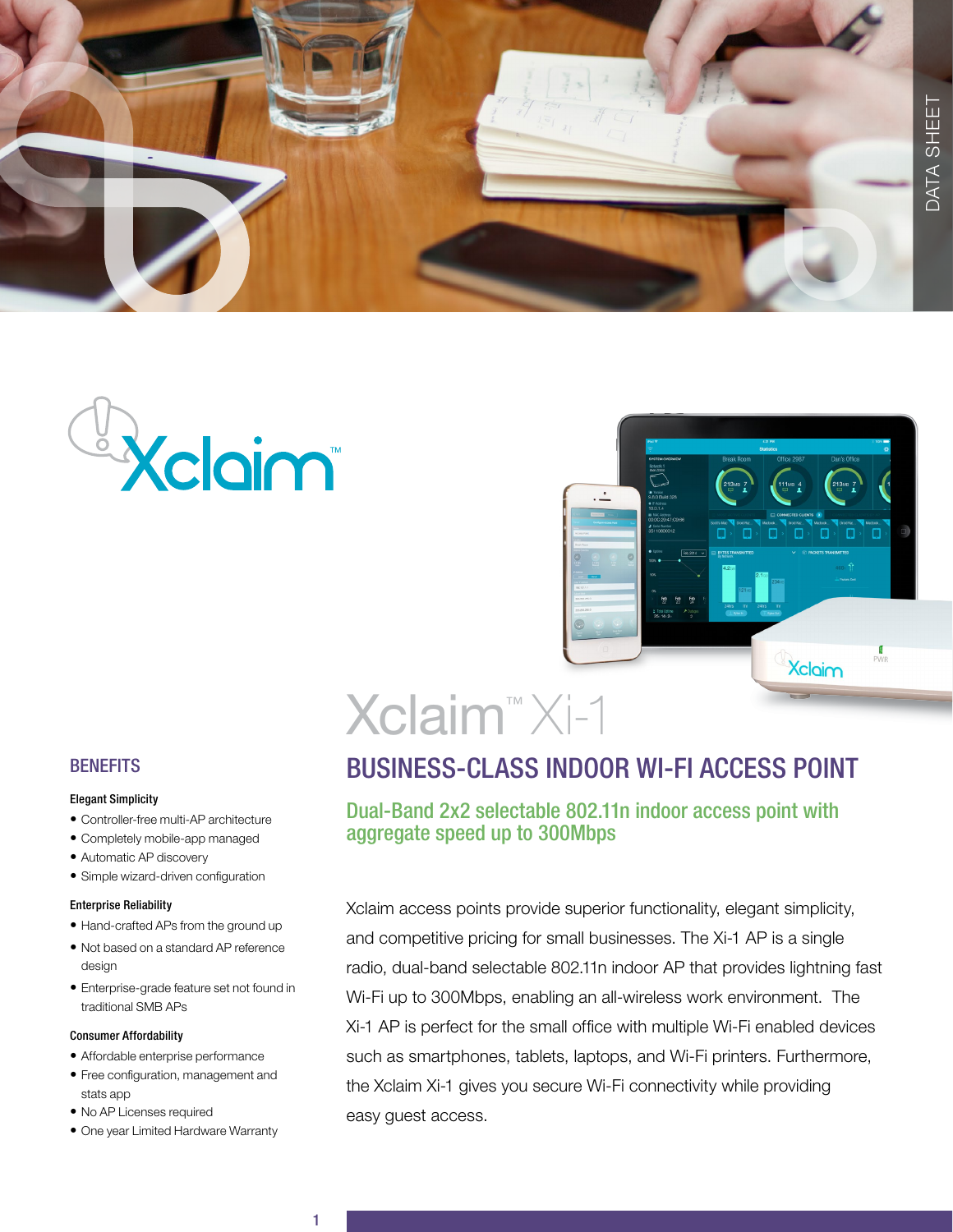DATA SHEET

# Xclaim™ Xi-1

## BUSINESS-CLASS INDOOR WI-FI ACCESS POINT

### Dual-Band 2x2 selectable 802.11n indoor access point with aggregate speed up to 300Mbps

Xclaim access points provide superior functionality, elegant simplicity, and competitive pricing for small businesses. The Xi-1 AP is a single radio, dual-band selectable 802.11n indoor AP that provides lightning fast Wi-Fi up to 300Mbps, enabling an all-wireless work environment. The Xi-1 AP is perfect for the small office with multiple Wi-Fi enabled devices such as smartphones, tablets, laptops, and Wi-Fi printers. Furthermore, the Xclaim Xi-1 gives you secure Wi-Fi connectivity while providing easy guest access.

## BENEFITS

**Elegant Simplicity**

- Controller-free multi-AP architecture
- Completely mobile-app managed
- Automatic AP discovery
- Simple wizard-driven configuration

**Enterprise Reliability**

- Hand-crafted APs from the ground up
- Not based on a standard AP reference design
- Enterprise-grade feature set not found in traditional SMB APs

**Consumer Affordability**

- Affordable enterprise performance
- Free configuration, management and stats app
- No AP Licenses required
- One year Limited Hardware Warranty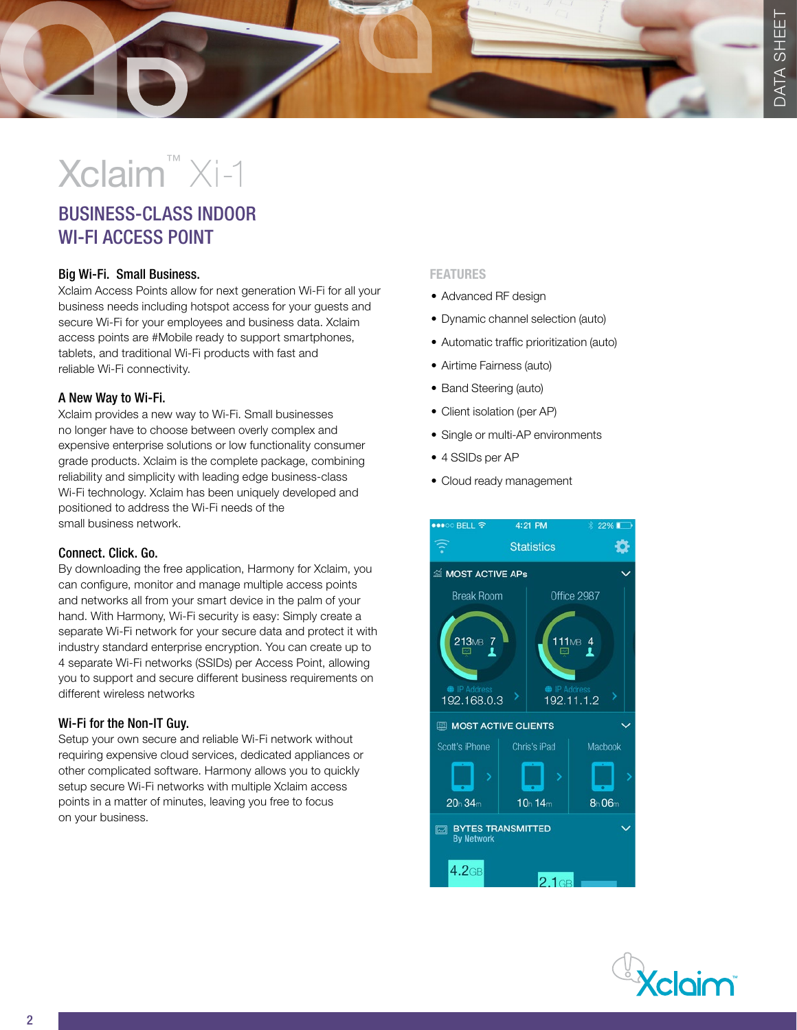# Xclaim™ Xi-1

## BUSINESS-CLASS INDOOR WI-FI ACCESS POINT

### Big Wi-Fi. Small Business.

Xclaim Access Points allow for next generation Wi-Fi for all your business needs including hotspot access for your guests and secure Wi-Fi for your employees and business data. Xclaim access points are #Mobile ready to support smartphones, tablets, and traditional Wi-Fi products with fast and reliable Wi-Fi connectivity.

### A New Way to Wi-Fi.

Xclaim provides a new way to Wi-Fi. Small businesses no longer have to choose between overly complex and expensive enterprise solutions or low functionality consumer grade products. Xclaim is the complete package, combining reliability and simplicity with leading edge business-class Wi-Fi technology. Xclaim has been uniquely developed and positioned to address the Wi-Fi needs of the small business network.

### Connect. Click. Go.

By downloading the free application, Harmony for Xclaim, you can configure, monitor and manage multiple access points and networks all from your smart device in the palm of your hand. With Harmony, Wi-Fi security is easy: Simply create a separate Wi-Fi network for your secure data and protect it with industry standard enterprise encryption. You can create up to 4 separate Wi-Fi networks (SSIDs) per Access Point, allowing you to support and secure different business requirements on different wireless networks

### Wi-Fi for the Non-IT Guy.

Setup your own secure and reliable Wi-Fi network without requiring expensive cloud services, dedicated appliances or other complicated software. Harmony allows you to quickly setup secure Wi-Fi networks with multiple Xclaim access points in a matter of minutes, leaving you free to focus on your business.

### FEATURES

- Advanced RF design
- Dynamic channel selection (auto)
- Automatic traffic prioritization (auto)
- Airtime Fairness (auto)
- Band Steering (auto)
- Client isolation (per AP)
- Single or multi-AP environments
- 4 SSIDs per AP
- Cloud ready management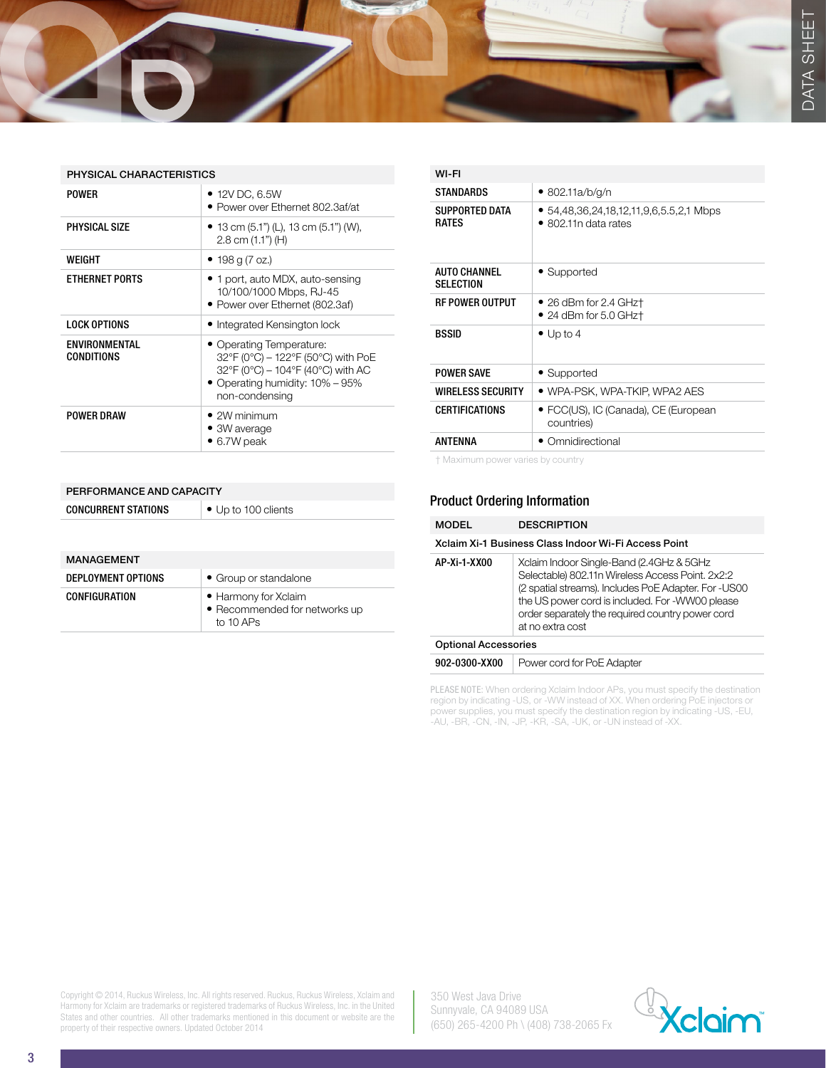| PHYSICAL CHARACTERISTICS | |
| --- | --- |
| POWER | • 12V DC, 6.5W<br>• Power over Ethernet 802.3af/at |
| PHYSICAL SIZE | • 13 cm (5.1") (L), 13 cm (5.1") (W), 2.8 cm (1.1") (H) |
| WEIGHT | • 198 g (7 oz.) |
| ETHERNET PORTS | • 1 port, auto MDX, auto-sensing 10/100/1000 Mbps, RJ-45<br>• Power over Ethernet (802.3af) |
| LOCK OPTIONS | • Integrated Kensington lock |
| ENVIRONMENTAL CONDITIONS | • Operating Temperature: 32°F (0°C) – 122°F (50°C) with PoE 32°F (0°C) – 104°F (40°C) with AC<br>• Operating humidity: 10% – 95% non-condensing |
| POWER DRAW | • 2W minimum<br>• 3W average<br>• 6.7W peak |

| PERFORMANCE AND CAPACITY | |
| --- | --- |
| CONCURRENT STATIONS | • Up to 100 clients |

| MANAGEMENT | |
| --- | --- |
| DEPLOYMENT OPTIONS | • Group or standalone |
| CONFIGURATION | • Harmony for Xclaim<br>• Recommended for networks up to 10 APs |

| WI-FI | |
| --- | --- |
| STANDARDS | • 802.11a/b/g/n |
| SUPPORTED DATA RATES | • 54,48,36,24,18,12,11,9,6,5.5,2,1 Mbps<br>• 802.11n data rates |
| AUTO CHANNEL SELECTION | • Supported |
| RF POWER OUTPUT | • 26 dBm for 2.4 GHz†<br>• 24 dBm for 5.0 GHz† |
| BSSID | • Up to 4 |
| POWER SAVE | • Supported |
| WIRELESS SECURITY | • WPA-PSK, WPA-TKIP, WPA2 AES |
| CERTIFICATIONS | • FCC(US), IC (Canada), CE (European countries) |
| ANTENNA | • Omnidirectional |

† Maximum power varies by country

## Product Ordering Information

| MODEL | DESCRIPTION |
| --- | --- |
| **Xclaim Xi-1 Business Class Indoor Wi-Fi Access Point** | |
| AP-Xi-1-XX00 | Xclaim Indoor Single-Band (2.4GHz & 5GHz Selectable) 802.11n Wireless Access Point. 2x2:2 (2 spatial streams). Includes PoE Adapter. For -US00 the US power cord is included. For -WW00 please order separately the required country power cord at no extra cost |
| **Optional Accessories** | |
| 902-0300-XX00 | Power cord for PoE Adapter |

PLEASE NOTE: When ordering Xclaim Indoor APs, you must specify the destination region by indicating -US, or -WW instead of XX. When ordering PoE injectors or power supplies, you must specify the destination region by indicating -US, -EU, -AU, -BR, -CN, -IN, -JP, -KR, -SA, -UK, or -UN instead of -XX.

Copyright © 2014, Ruckus Wireless, Inc. All rights reserved. Ruckus, Ruckus Wireless, Xclaim and Harmony for Xclaim are trademarks or registered trademarks of Ruckus Wireless, Inc. in the United States and other countries. All other trademarks mentioned in this document or website are the property of their respective owners. Updated October 2014

350 West Java Drive
Sunnyvale, CA 94089 USA
(650) 265-4200 Ph \ (408) 738-2065 Fx